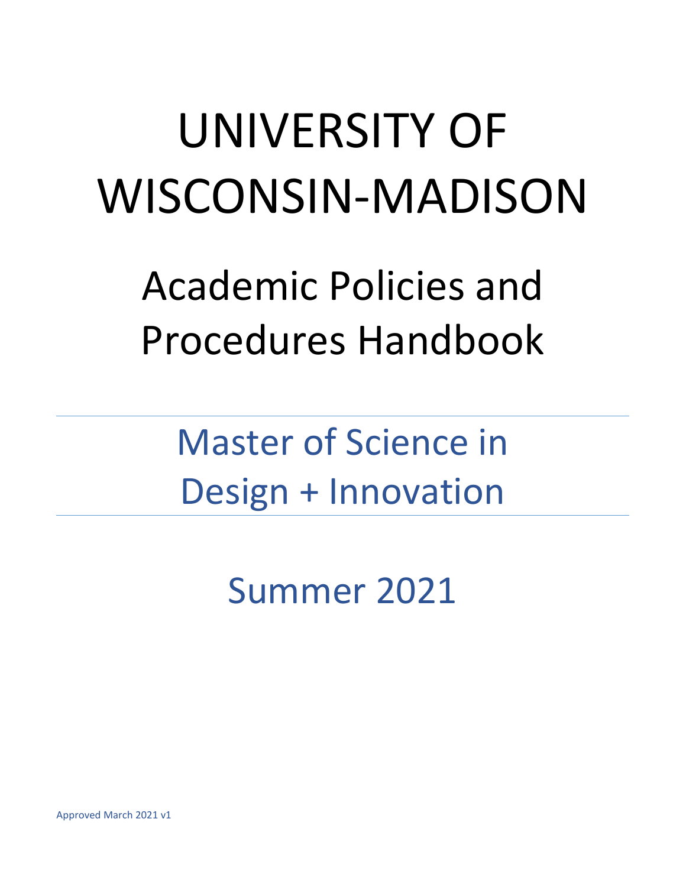# UNIVERSITY OF WISCONSIN-MADISON

## Academic Policies and Procedures Handbook

---

## Master of Science in Design + Innovation

---

## Summer 2021

Approved March 2021 v1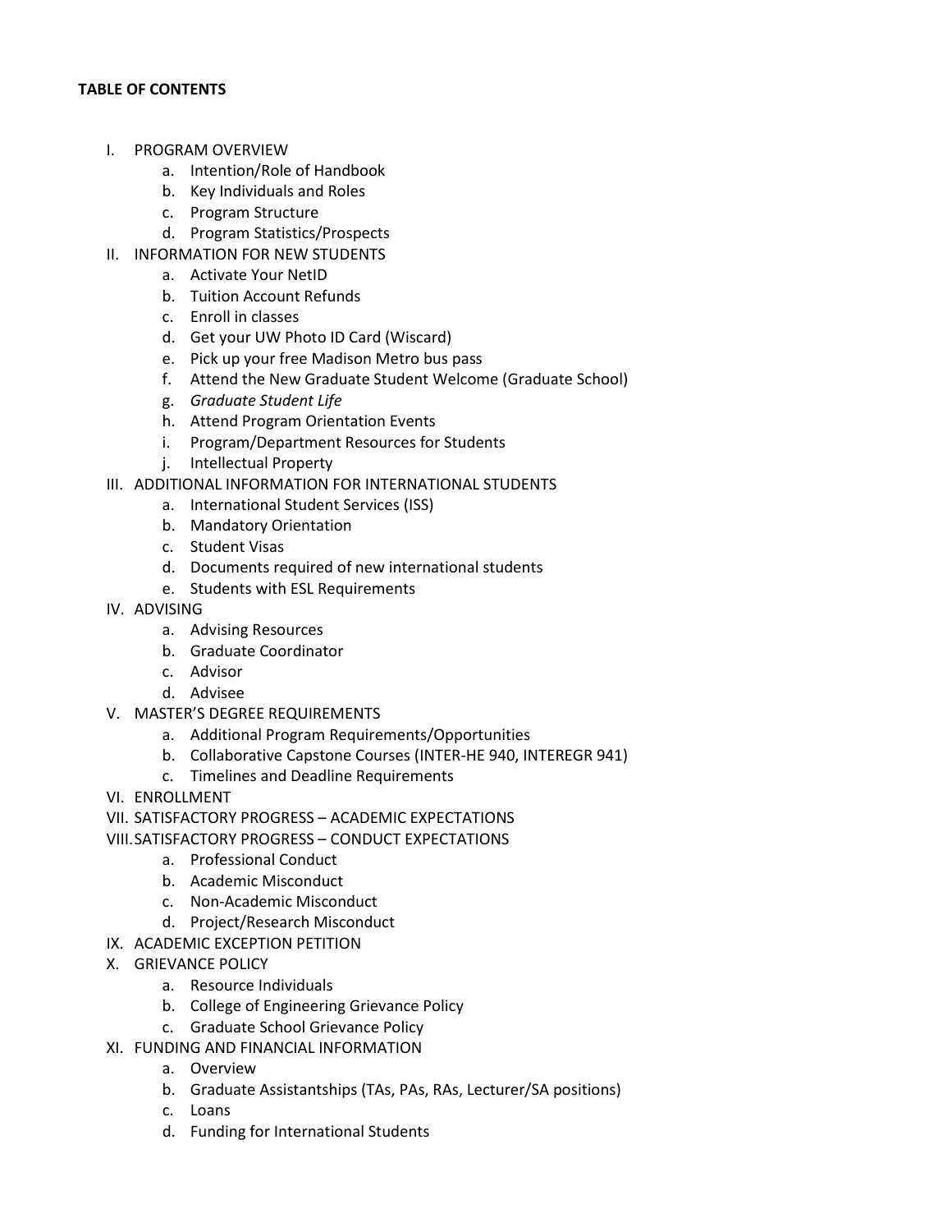**TABLE OF CONTENTS**

- I. PROGRAM OVERVIEW
  - a. Intention/Role of Handbook
  - b. Key Individuals and Roles
  - c. Program Structure
  - d. Program Statistics/Prospects
- II. INFORMATION FOR NEW STUDENTS
  - a. Activate Your NetID
  - b. Tuition Account Refunds
  - c. Enroll in classes
  - d. Get your UW Photo ID Card (Wiscard)
  - e. Pick up your free Madison Metro bus pass
  - f. Attend the New Graduate Student Welcome (Graduate School)
  - g. *Graduate Student Life*
  - h. Attend Program Orientation Events
  - i. Program/Department Resources for Students
  - j. Intellectual Property
- III. ADDITIONAL INFORMATION FOR INTERNATIONAL STUDENTS
  - a. International Student Services (ISS)
  - b. Mandatory Orientation
  - c. Student Visas
  - d. Documents required of new international students
  - e. Students with ESL Requirements
- IV. ADVISING
  - a. Advising Resources
  - b. Graduate Coordinator
  - c. Advisor
  - d. Advisee
- V. MASTER'S DEGREE REQUIREMENTS
  - a. Additional Program Requirements/Opportunities
  - b. Collaborative Capstone Courses (INTER-HE 940, INTEREGR 941)
  - c. Timelines and Deadline Requirements
- VI. ENROLLMENT
- VII. SATISFACTORY PROGRESS – ACADEMIC EXPECTATIONS
- VIII. SATISFACTORY PROGRESS – CONDUCT EXPECTATIONS
  - a. Professional Conduct
  - b. Academic Misconduct
  - c. Non-Academic Misconduct
  - d. Project/Research Misconduct
- IX. ACADEMIC EXCEPTION PETITION
- X. GRIEVANCE POLICY
  - a. Resource Individuals
  - b. College of Engineering Grievance Policy
  - c. Graduate School Grievance Policy
- XI. FUNDING AND FINANCIAL INFORMATION
  - a. Overview
  - b. Graduate Assistantships (TAs, PAs, RAs, Lecturer/SA positions)
  - c. Loans
  - d. Funding for International Students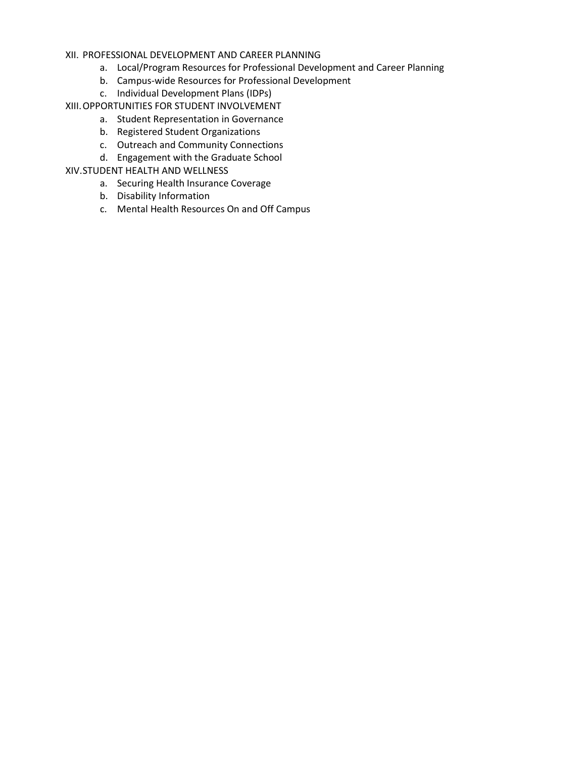XII. PROFESSIONAL DEVELOPMENT AND CAREER PLANNING

- a. Local/Program Resources for Professional Development and Career Planning
- b. Campus-wide Resources for Professional Development
- c. Individual Development Plans (IDPs)

XIII. OPPORTUNITIES FOR STUDENT INVOLVEMENT

- a. Student Representation in Governance
- b. Registered Student Organizations
- c. Outreach and Community Connections
- d. Engagement with the Graduate School

XIV. STUDENT HEALTH AND WELLNESS

- a. Securing Health Insurance Coverage
- b. Disability Information
- c. Mental Health Resources On and Off Campus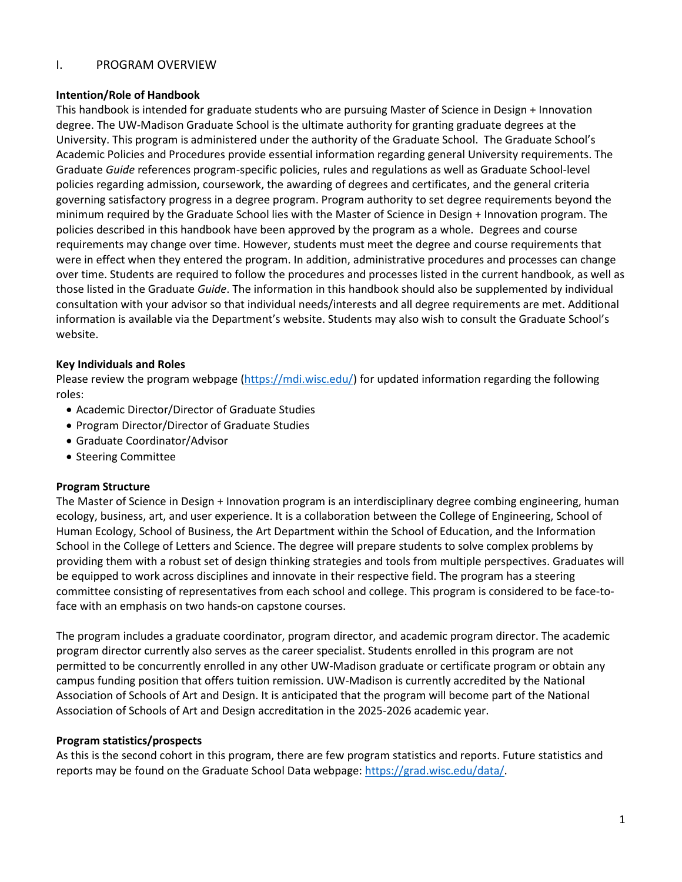# I. PROGRAM OVERVIEW

**Intention/Role of Handbook**

This handbook is intended for graduate students who are pursuing Master of Science in Design + Innovation degree. The UW-Madison Graduate School is the ultimate authority for granting graduate degrees at the University. This program is administered under the authority of the Graduate School. The Graduate School's Academic Policies and Procedures provide essential information regarding general University requirements. The Graduate *Guide* references program-specific policies, rules and regulations as well as Graduate School-level policies regarding admission, coursework, the awarding of degrees and certificates, and the general criteria governing satisfactory progress in a degree program. Program authority to set degree requirements beyond the minimum required by the Graduate School lies with the Master of Science in Design + Innovation program. The policies described in this handbook have been approved by the program as a whole. Degrees and course requirements may change over time. However, students must meet the degree and course requirements that were in effect when they entered the program. In addition, administrative procedures and processes can change over time. Students are required to follow the procedures and processes listed in the current handbook, as well as those listed in the Graduate *Guide*. The information in this handbook should also be supplemented by individual consultation with your advisor so that individual needs/interests and all degree requirements are met. Additional information is available via the Department's website. Students may also wish to consult the Graduate School's website.

**Key Individuals and Roles**

Please review the program webpage (https://mdi.wisc.edu/) for updated information regarding the following roles:

- Academic Director/Director of Graduate Studies
- Program Director/Director of Graduate Studies
- Graduate Coordinator/Advisor
- Steering Committee

**Program Structure**

The Master of Science in Design + Innovation program is an interdisciplinary degree combing engineering, human ecology, business, art, and user experience. It is a collaboration between the College of Engineering, School of Human Ecology, School of Business, the Art Department within the School of Education, and the Information School in the College of Letters and Science. The degree will prepare students to solve complex problems by providing them with a robust set of design thinking strategies and tools from multiple perspectives. Graduates will be equipped to work across disciplines and innovate in their respective field. The program has a steering committee consisting of representatives from each school and college. This program is considered to be face-to-face with an emphasis on two hands-on capstone courses.

The program includes a graduate coordinator, program director, and academic program director. The academic program director currently also serves as the career specialist. Students enrolled in this program are not permitted to be concurrently enrolled in any other UW-Madison graduate or certificate program or obtain any campus funding position that offers tuition remission. UW-Madison is currently accredited by the National Association of Schools of Art and Design. It is anticipated that the program will become part of the National Association of Schools of Art and Design accreditation in the 2025-2026 academic year.

**Program statistics/prospects**

As this is the second cohort in this program, there are few program statistics and reports. Future statistics and reports may be found on the Graduate School Data webpage: https://grad.wisc.edu/data/.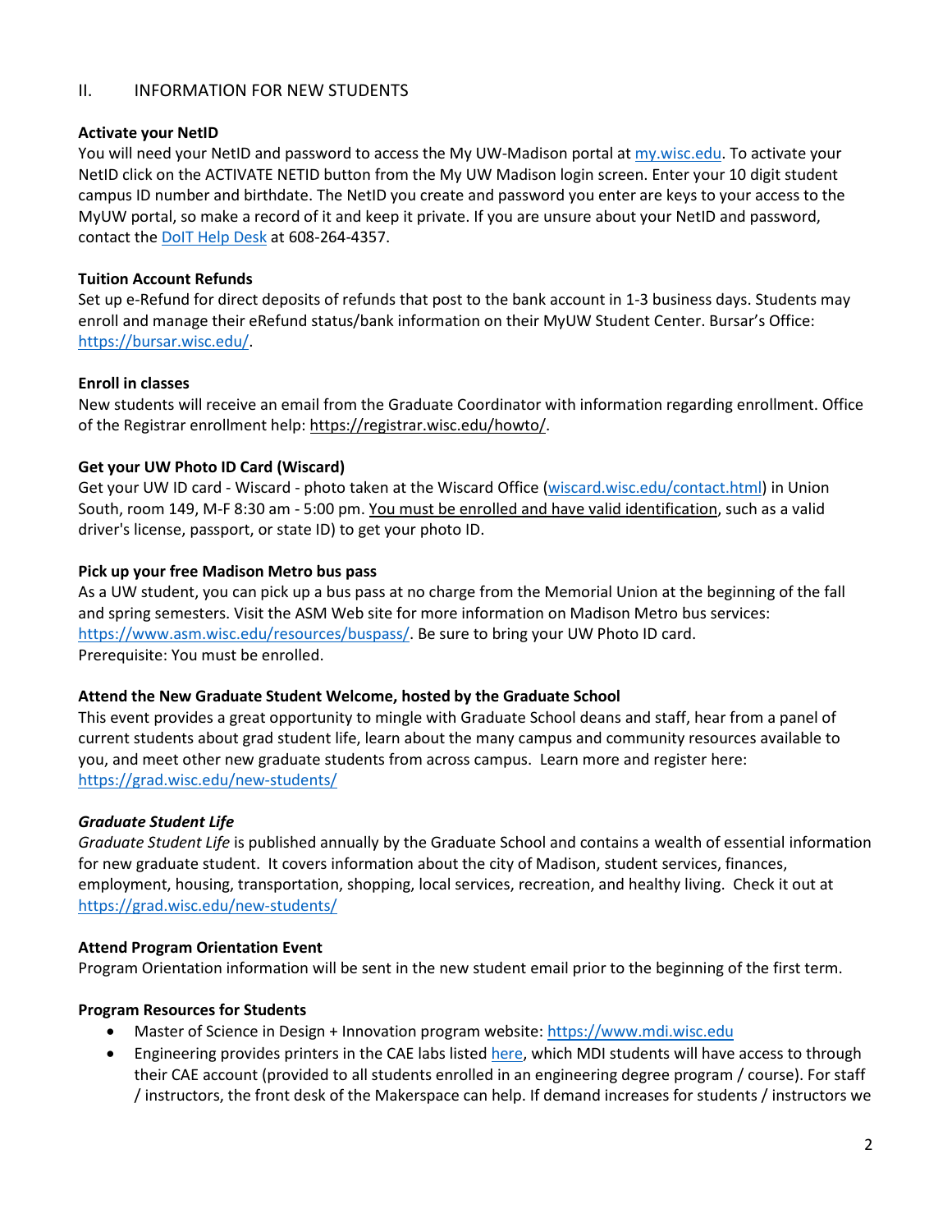## II. INFORMATION FOR NEW STUDENTS

**Activate your NetID**

You will need your NetID and password to access the My UW-Madison portal at [my.wisc.edu](my.wisc.edu). To activate your NetID click on the ACTIVATE NETID button from the My UW Madison login screen. Enter your 10 digit student campus ID number and birthdate. The NetID you create and password you enter are keys to your access to the MyUW portal, so make a record of it and keep it private. If you are unsure about your NetID and password, contact the DoIT Help Desk at 608-264-4357.

**Tuition Account Refunds**

Set up e-Refund for direct deposits of refunds that post to the bank account in 1-3 business days. Students may enroll and manage their eRefund status/bank information on their MyUW Student Center. Bursar's Office: https://bursar.wisc.edu/.

**Enroll in classes**

New students will receive an email from the Graduate Coordinator with information regarding enrollment. Office of the Registrar enrollment help: https://registrar.wisc.edu/howto/.

**Get your UW Photo ID Card (Wiscard)**

Get your UW ID card - Wiscard - photo taken at the Wiscard Office (wiscard.wisc.edu/contact.html) in Union South, room 149, M-F 8:30 am - 5:00 pm. You must be enrolled and have valid identification, such as a valid driver's license, passport, or state ID) to get your photo ID.

**Pick up your free Madison Metro bus pass**

As a UW student, you can pick up a bus pass at no charge from the Memorial Union at the beginning of the fall and spring semesters. Visit the ASM Web site for more information on Madison Metro bus services: https://www.asm.wisc.edu/resources/buspass/. Be sure to bring your UW Photo ID card.
Prerequisite: You must be enrolled.

**Attend the New Graduate Student Welcome, hosted by the Graduate School**

This event provides a great opportunity to mingle with Graduate School deans and staff, hear from a panel of current students about grad student life, learn about the many campus and community resources available to you, and meet other new graduate students from across campus. Learn more and register here: https://grad.wisc.edu/new-students/

***Graduate Student Life***

*Graduate Student Life* is published annually by the Graduate School and contains a wealth of essential information for new graduate student. It covers information about the city of Madison, student services, finances, employment, housing, transportation, shopping, local services, recreation, and healthy living. Check it out at https://grad.wisc.edu/new-students/

**Attend Program Orientation Event**

Program Orientation information will be sent in the new student email prior to the beginning of the first term.

**Program Resources for Students**

- Master of Science in Design + Innovation program website: https://www.mdi.wisc.edu
- Engineering provides printers in the CAE labs listed here, which MDI students will have access to through their CAE account (provided to all students enrolled in an engineering degree program / course). For staff / instructors, the front desk of the Makerspace can help. If demand increases for students / instructors we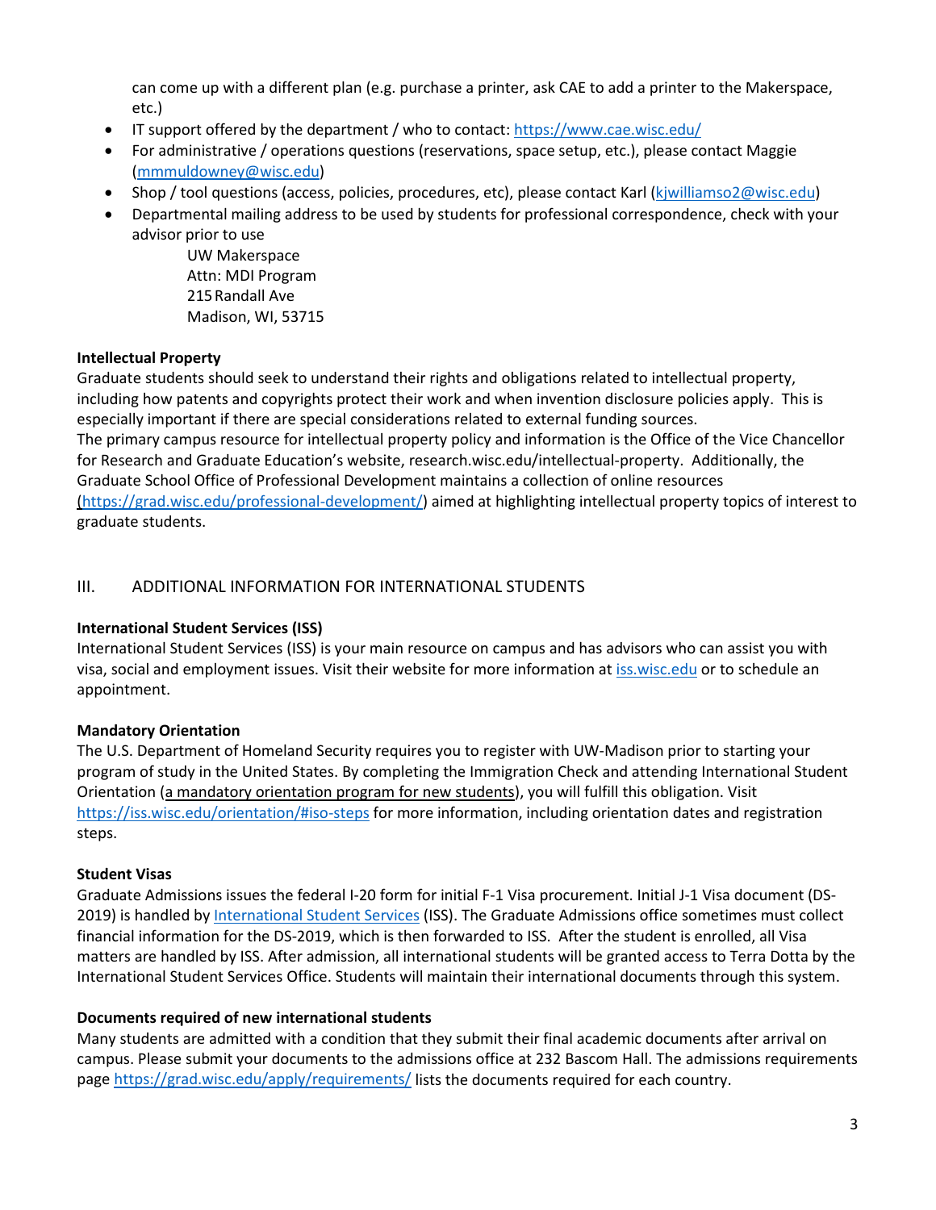can come up with a different plan (e.g. purchase a printer, ask CAE to add a printer to the Makerspace, etc.)

- IT support offered by the department / who to contact: https://www.cae.wisc.edu/
- For administrative / operations questions (reservations, space setup, etc.), please contact Maggie (mmmuldowney@wisc.edu)
- Shop / tool questions (access, policies, procedures, etc), please contact Karl (kjwilliamso2@wisc.edu)
- Departmental mailing address to be used by students for professional correspondence, check with your advisor prior to use

  UW Makerspace
  Attn: MDI Program
  215 Randall Ave
  Madison, WI, 53715

**Intellectual Property**

Graduate students should seek to understand their rights and obligations related to intellectual property, including how patents and copyrights protect their work and when invention disclosure policies apply. This is especially important if there are special considerations related to external funding sources.

The primary campus resource for intellectual property policy and information is the Office of the Vice Chancellor for Research and Graduate Education's website, research.wisc.edu/intellectual-property. Additionally, the Graduate School Office of Professional Development maintains a collection of online resources (https://grad.wisc.edu/professional-development/) aimed at highlighting intellectual property topics of interest to graduate students.

## III. ADDITIONAL INFORMATION FOR INTERNATIONAL STUDENTS

**International Student Services (ISS)**

International Student Services (ISS) is your main resource on campus and has advisors who can assist you with visa, social and employment issues. Visit their website for more information at iss.wisc.edu or to schedule an appointment.

**Mandatory Orientation**

The U.S. Department of Homeland Security requires you to register with UW-Madison prior to starting your program of study in the United States. By completing the Immigration Check and attending International Student Orientation (a mandatory orientation program for new students), you will fulfill this obligation. Visit https://iss.wisc.edu/orientation/#iso-steps for more information, including orientation dates and registration steps.

**Student Visas**

Graduate Admissions issues the federal I-20 form for initial F-1 Visa procurement. Initial J-1 Visa document (DS-2019) is handled by International Student Services (ISS). The Graduate Admissions office sometimes must collect financial information for the DS-2019, which is then forwarded to ISS. After the student is enrolled, all Visa matters are handled by ISS. After admission, all international students will be granted access to Terra Dotta by the International Student Services Office. Students will maintain their international documents through this system.

**Documents required of new international students**

Many students are admitted with a condition that they submit their final academic documents after arrival on campus. Please submit your documents to the admissions office at 232 Bascom Hall. The admissions requirements page https://grad.wisc.edu/apply/requirements/ lists the documents required for each country.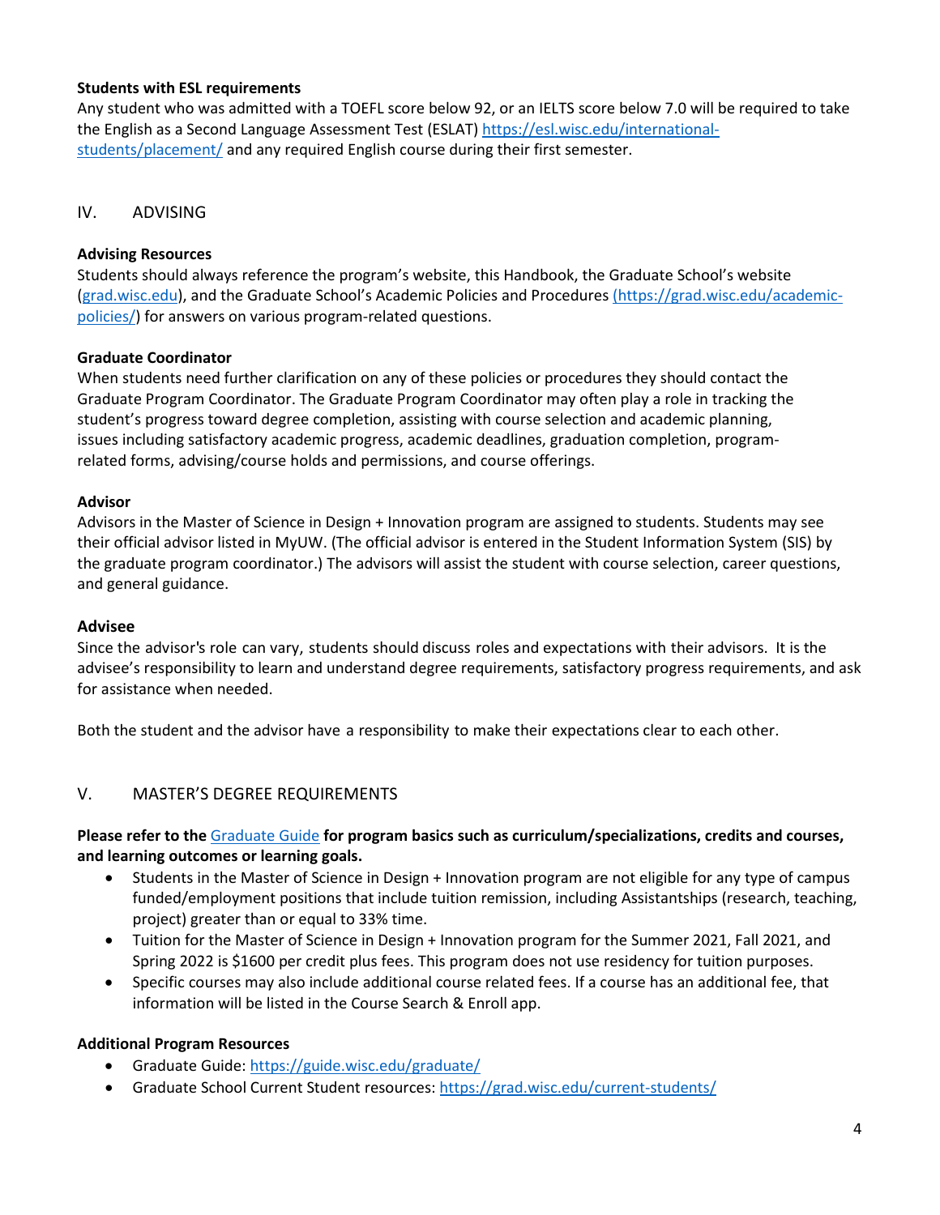**Students with ESL requirements**

Any student who was admitted with a TOEFL score below 92, or an IELTS score below 7.0 will be required to take the English as a Second Language Assessment Test (ESLAT) https://esl.wisc.edu/international-students/placement/ and any required English course during their first semester.

## IV. ADVISING

**Advising Resources**

Students should always reference the program's website, this Handbook, the Graduate School's website (grad.wisc.edu), and the Graduate School's Academic Policies and Procedures (https://grad.wisc.edu/academic-policies/) for answers on various program-related questions.

**Graduate Coordinator**

When students need further clarification on any of these policies or procedures they should contact the Graduate Program Coordinator. The Graduate Program Coordinator may often play a role in tracking the student's progress toward degree completion, assisting with course selection and academic planning, issues including satisfactory academic progress, academic deadlines, graduation completion, program-related forms, advising/course holds and permissions, and course offerings.

**Advisor**

Advisors in the Master of Science in Design + Innovation program are assigned to students. Students may see their official advisor listed in MyUW. (The official advisor is entered in the Student Information System (SIS) by the graduate program coordinator.) The advisors will assist the student with course selection, career questions, and general guidance.

**Advisee**

Since the advisor's role can vary, students should discuss roles and expectations with their advisors. It is the advisee's responsibility to learn and understand degree requirements, satisfactory progress requirements, and ask for assistance when needed.

Both the student and the advisor have a responsibility to make their expectations clear to each other.

## V. MASTER'S DEGREE REQUIREMENTS

**Please refer to the Graduate Guide for program basics such as curriculum/specializations, credits and courses, and learning outcomes or learning goals.**

- Students in the Master of Science in Design + Innovation program are not eligible for any type of campus funded/employment positions that include tuition remission, including Assistantships (research, teaching, project) greater than or equal to 33% time.
- Tuition for the Master of Science in Design + Innovation program for the Summer 2021, Fall 2021, and Spring 2022 is $1600 per credit plus fees. This program does not use residency for tuition purposes.
- Specific courses may also include additional course related fees. If a course has an additional fee, that information will be listed in the Course Search & Enroll app.

**Additional Program Resources**

- Graduate Guide: https://guide.wisc.edu/graduate/
- Graduate School Current Student resources: https://grad.wisc.edu/current-students/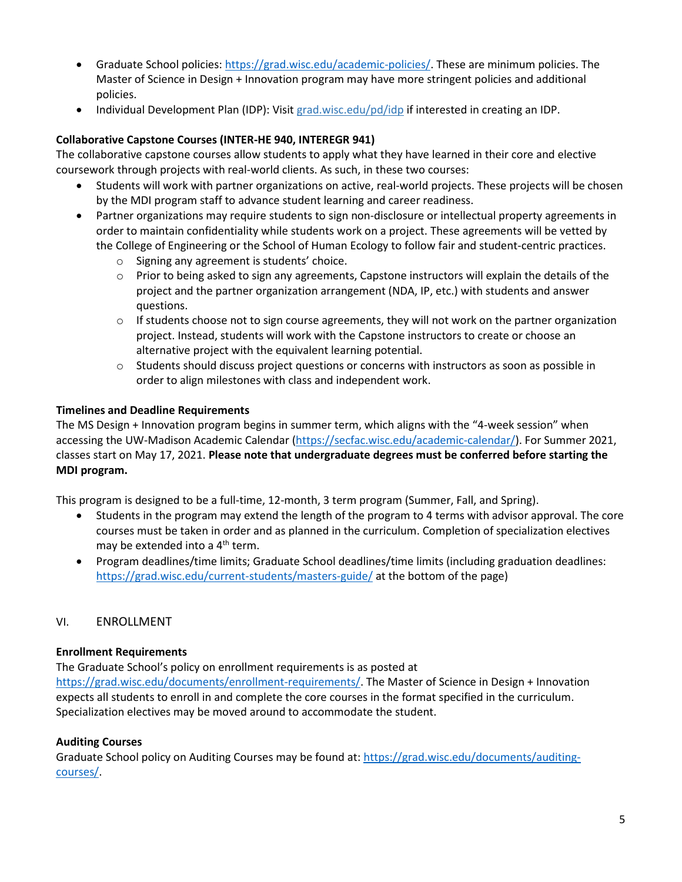- Graduate School policies: https://grad.wisc.edu/academic-policies/. These are minimum policies. The Master of Science in Design + Innovation program may have more stringent policies and additional policies.
- Individual Development Plan (IDP): Visit grad.wisc.edu/pd/idp if interested in creating an IDP.

**Collaborative Capstone Courses (INTER-HE 940, INTEREGR 941)**

The collaborative capstone courses allow students to apply what they have learned in their core and elective coursework through projects with real-world clients. As such, in these two courses:

- Students will work with partner organizations on active, real-world projects. These projects will be chosen by the MDI program staff to advance student learning and career readiness.
- Partner organizations may require students to sign non-disclosure or intellectual property agreements in order to maintain confidentiality while students work on a project. These agreements will be vetted by the College of Engineering or the School of Human Ecology to follow fair and student-centric practices.
    - Signing any agreement is students' choice.
    - Prior to being asked to sign any agreements, Capstone instructors will explain the details of the project and the partner organization arrangement (NDA, IP, etc.) with students and answer questions.
    - If students choose not to sign course agreements, they will not work on the partner organization project. Instead, students will work with the Capstone instructors to create or choose an alternative project with the equivalent learning potential.
    - Students should discuss project questions or concerns with instructors as soon as possible in order to align milestones with class and independent work.

**Timelines and Deadline Requirements**

The MS Design + Innovation program begins in summer term, which aligns with the "4-week session" when accessing the UW-Madison Academic Calendar (https://secfac.wisc.edu/academic-calendar/). For Summer 2021, classes start on May 17, 2021. **Please note that undergraduate degrees must be conferred before starting the MDI program.**

This program is designed to be a full-time, 12-month, 3 term program (Summer, Fall, and Spring).

- Students in the program may extend the length of the program to 4 terms with advisor approval. The core courses must be taken in order and as planned in the curriculum. Completion of specialization electives may be extended into a 4th term.
- Program deadlines/time limits; Graduate School deadlines/time limits (including graduation deadlines: https://grad.wisc.edu/current-students/masters-guide/ at the bottom of the page)

## VI. ENROLLMENT

**Enrollment Requirements**

The Graduate School's policy on enrollment requirements is as posted at https://grad.wisc.edu/documents/enrollment-requirements/. The Master of Science in Design + Innovation expects all students to enroll in and complete the core courses in the format specified in the curriculum. Specialization electives may be moved around to accommodate the student.

**Auditing Courses**

Graduate School policy on Auditing Courses may be found at: https://grad.wisc.edu/documents/auditing-courses/.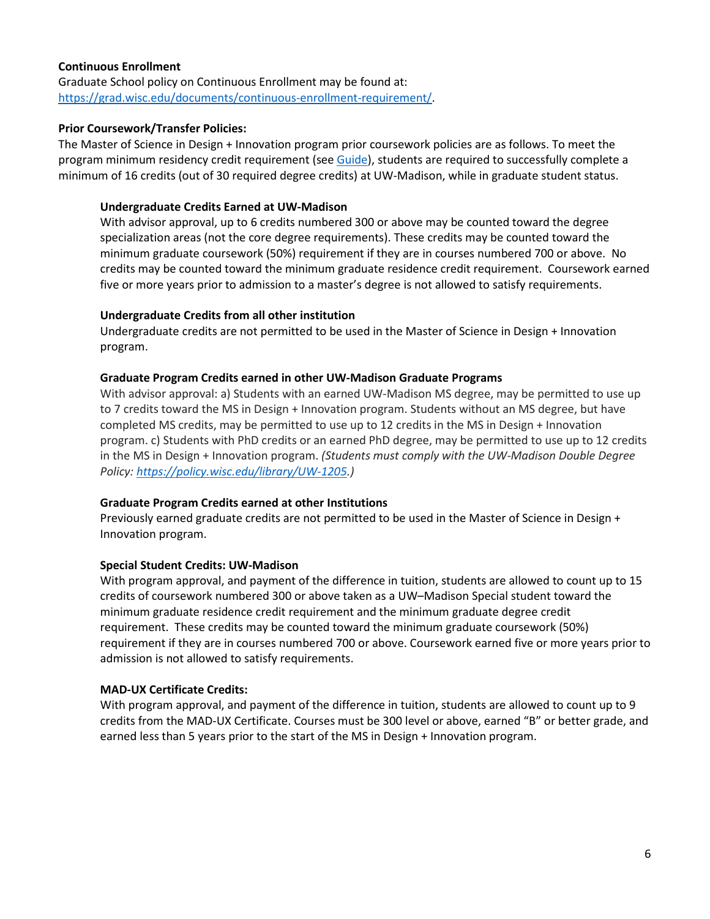**Continuous Enrollment**

Graduate School policy on Continuous Enrollment may be found at: [https://grad.wisc.edu/documents/continuous-enrollment-requirement/](https://grad.wisc.edu/documents/continuous-enrollment-requirement/).

**Prior Coursework/Transfer Policies:**

The Master of Science in Design + Innovation program prior coursework policies are as follows. To meet the program minimum residency credit requirement (see [Guide](#)), students are required to successfully complete a minimum of 16 credits (out of 30 required degree credits) at UW-Madison, while in graduate student status.

**Undergraduate Credits Earned at UW-Madison**

With advisor approval, up to 6 credits numbered 300 or above may be counted toward the degree specialization areas (not the core degree requirements). These credits may be counted toward the minimum graduate coursework (50%) requirement if they are in courses numbered 700 or above. No credits may be counted toward the minimum graduate residence credit requirement. Coursework earned five or more years prior to admission to a master's degree is not allowed to satisfy requirements.

**Undergraduate Credits from all other institution**

Undergraduate credits are not permitted to be used in the Master of Science in Design + Innovation program.

**Graduate Program Credits earned in other UW-Madison Graduate Programs**

With advisor approval: a) Students with an earned UW-Madison MS degree, may be permitted to use up to 7 credits toward the MS in Design + Innovation program. Students without an MS degree, but have completed MS credits, may be permitted to use up to 12 credits in the MS in Design + Innovation program. c) Students with PhD credits or an earned PhD degree, may be permitted to use up to 12 credits in the MS in Design + Innovation program. *(Students must comply with the UW-Madison Double Degree Policy: [https://policy.wisc.edu/library/UW-1205](https://policy.wisc.edu/library/UW-1205).)*

**Graduate Program Credits earned at other Institutions**

Previously earned graduate credits are not permitted to be used in the Master of Science in Design + Innovation program.

**Special Student Credits: UW-Madison**

With program approval, and payment of the difference in tuition, students are allowed to count up to 15 credits of coursework numbered 300 or above taken as a UW–Madison Special student toward the minimum graduate residence credit requirement and the minimum graduate degree credit requirement. These credits may be counted toward the minimum graduate coursework (50%) requirement if they are in courses numbered 700 or above. Coursework earned five or more years prior to admission is not allowed to satisfy requirements.

**MAD-UX Certificate Credits:**

With program approval, and payment of the difference in tuition, students are allowed to count up to 9 credits from the MAD-UX Certificate. Courses must be 300 level or above, earned "B" or better grade, and earned less than 5 years prior to the start of the MS in Design + Innovation program.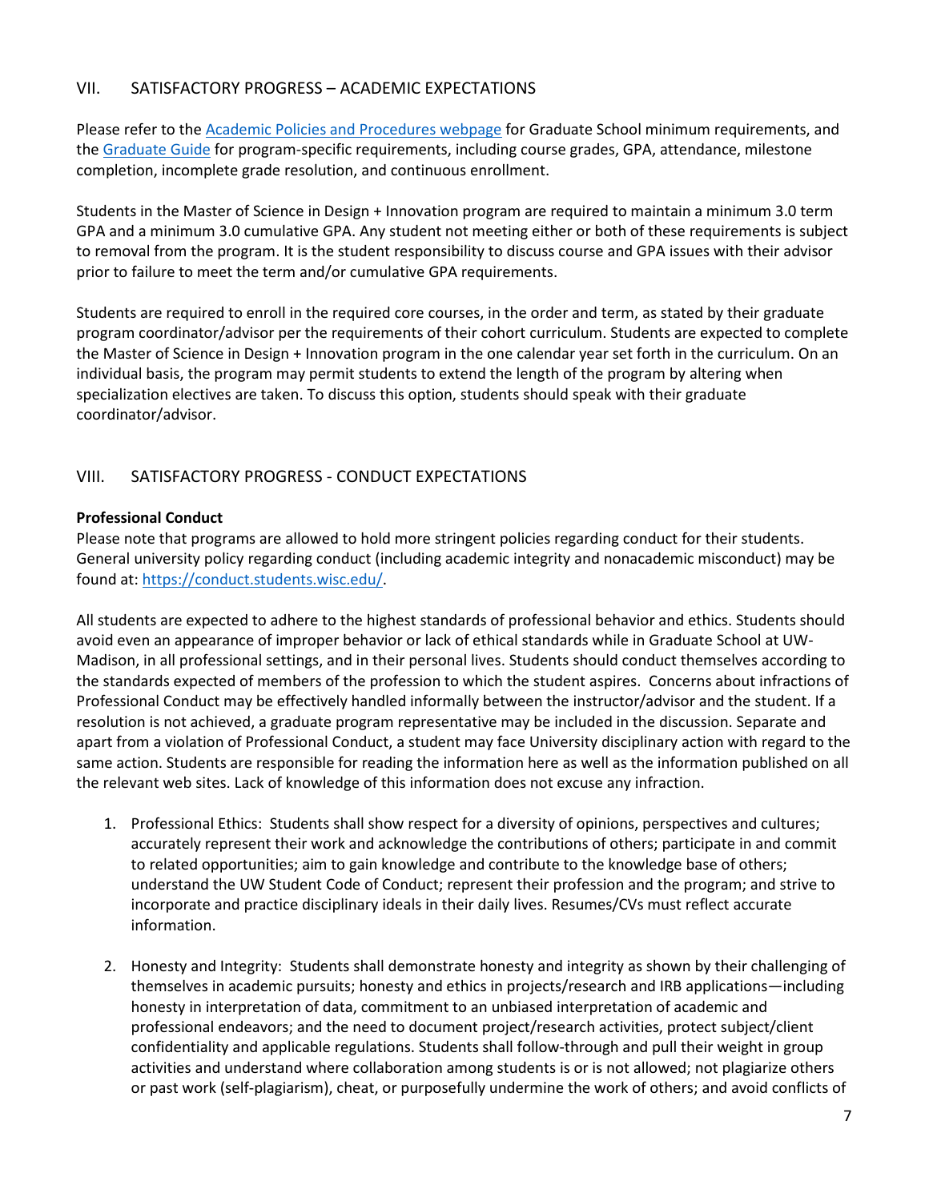## VII. SATISFACTORY PROGRESS – ACADEMIC EXPECTATIONS

Please refer to the [Academic Policies and Procedures webpage] for Graduate School minimum requirements, and the [Graduate Guide] for program-specific requirements, including course grades, GPA, attendance, milestone completion, incomplete grade resolution, and continuous enrollment.

Students in the Master of Science in Design + Innovation program are required to maintain a minimum 3.0 term GPA and a minimum 3.0 cumulative GPA. Any student not meeting either or both of these requirements is subject to removal from the program. It is the student responsibility to discuss course and GPA issues with their advisor prior to failure to meet the term and/or cumulative GPA requirements.

Students are required to enroll in the required core courses, in the order and term, as stated by their graduate program coordinator/advisor per the requirements of their cohort curriculum. Students are expected to complete the Master of Science in Design + Innovation program in the one calendar year set forth in the curriculum. On an individual basis, the program may permit students to extend the length of the program by altering when specialization electives are taken. To discuss this option, students should speak with their graduate coordinator/advisor.

## VIII. SATISFACTORY PROGRESS - CONDUCT EXPECTATIONS

**Professional Conduct**

Please note that programs are allowed to hold more stringent policies regarding conduct for their students. General university policy regarding conduct (including academic integrity and nonacademic misconduct) may be found at: https://conduct.students.wisc.edu/.

All students are expected to adhere to the highest standards of professional behavior and ethics. Students should avoid even an appearance of improper behavior or lack of ethical standards while in Graduate School at UW-Madison, in all professional settings, and in their personal lives. Students should conduct themselves according to the standards expected of members of the profession to which the student aspires. Concerns about infractions of Professional Conduct may be effectively handled informally between the instructor/advisor and the student. If a resolution is not achieved, a graduate program representative may be included in the discussion. Separate and apart from a violation of Professional Conduct, a student may face University disciplinary action with regard to the same action. Students are responsible for reading the information here as well as the information published on all the relevant web sites. Lack of knowledge of this information does not excuse any infraction.

1. Professional Ethics: Students shall show respect for a diversity of opinions, perspectives and cultures; accurately represent their work and acknowledge the contributions of others; participate in and commit to related opportunities; aim to gain knowledge and contribute to the knowledge base of others; understand the UW Student Code of Conduct; represent their profession and the program; and strive to incorporate and practice disciplinary ideals in their daily lives. Resumes/CVs must reflect accurate information.

2. Honesty and Integrity: Students shall demonstrate honesty and integrity as shown by their challenging of themselves in academic pursuits; honesty and ethics in projects/research and IRB applications—including honesty in interpretation of data, commitment to an unbiased interpretation of academic and professional endeavors; and the need to document project/research activities, protect subject/client confidentiality and applicable regulations. Students shall follow-through and pull their weight in group activities and understand where collaboration among students is or is not allowed; not plagiarize others or past work (self-plagiarism), cheat, or purposefully undermine the work of others; and avoid conflicts of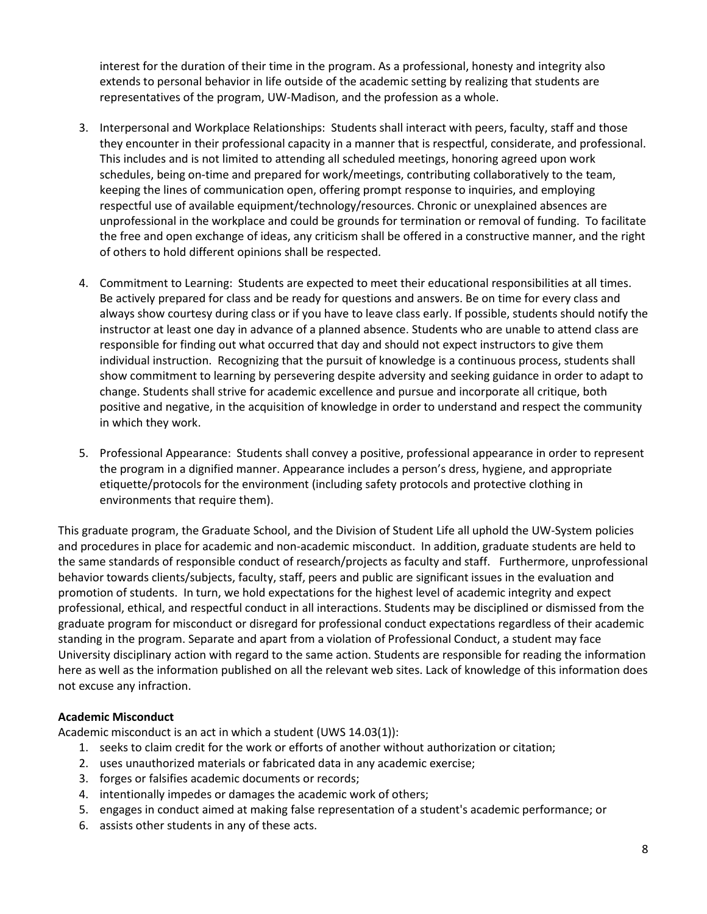interest for the duration of their time in the program. As a professional, honesty and integrity also extends to personal behavior in life outside of the academic setting by realizing that students are representatives of the program, UW-Madison, and the profession as a whole.

3. Interpersonal and Workplace Relationships: Students shall interact with peers, faculty, staff and those they encounter in their professional capacity in a manner that is respectful, considerate, and professional. This includes and is not limited to attending all scheduled meetings, honoring agreed upon work schedules, being on-time and prepared for work/meetings, contributing collaboratively to the team, keeping the lines of communication open, offering prompt response to inquiries, and employing respectful use of available equipment/technology/resources. Chronic or unexplained absences are unprofessional in the workplace and could be grounds for termination or removal of funding. To facilitate the free and open exchange of ideas, any criticism shall be offered in a constructive manner, and the right of others to hold different opinions shall be respected.

4. Commitment to Learning: Students are expected to meet their educational responsibilities at all times. Be actively prepared for class and be ready for questions and answers. Be on time for every class and always show courtesy during class or if you have to leave class early. If possible, students should notify the instructor at least one day in advance of a planned absence. Students who are unable to attend class are responsible for finding out what occurred that day and should not expect instructors to give them individual instruction. Recognizing that the pursuit of knowledge is a continuous process, students shall show commitment to learning by persevering despite adversity and seeking guidance in order to adapt to change. Students shall strive for academic excellence and pursue and incorporate all critique, both positive and negative, in the acquisition of knowledge in order to understand and respect the community in which they work.

5. Professional Appearance: Students shall convey a positive, professional appearance in order to represent the program in a dignified manner. Appearance includes a person's dress, hygiene, and appropriate etiquette/protocols for the environment (including safety protocols and protective clothing in environments that require them).

This graduate program, the Graduate School, and the Division of Student Life all uphold the UW-System policies and procedures in place for academic and non-academic misconduct. In addition, graduate students are held to the same standards of responsible conduct of research/projects as faculty and staff. Furthermore, unprofessional behavior towards clients/subjects, faculty, staff, peers and public are significant issues in the evaluation and promotion of students. In turn, we hold expectations for the highest level of academic integrity and expect professional, ethical, and respectful conduct in all interactions. Students may be disciplined or dismissed from the graduate program for misconduct or disregard for professional conduct expectations regardless of their academic standing in the program. Separate and apart from a violation of Professional Conduct, a student may face University disciplinary action with regard to the same action. Students are responsible for reading the information here as well as the information published on all the relevant web sites. Lack of knowledge of this information does not excuse any infraction.

**Academic Misconduct**

Academic misconduct is an act in which a student (UWS 14.03(1)):

1. seeks to claim credit for the work or efforts of another without authorization or citation;
2. uses unauthorized materials or fabricated data in any academic exercise;
3. forges or falsifies academic documents or records;
4. intentionally impedes or damages the academic work of others;
5. engages in conduct aimed at making false representation of a student's academic performance; or
6. assists other students in any of these acts.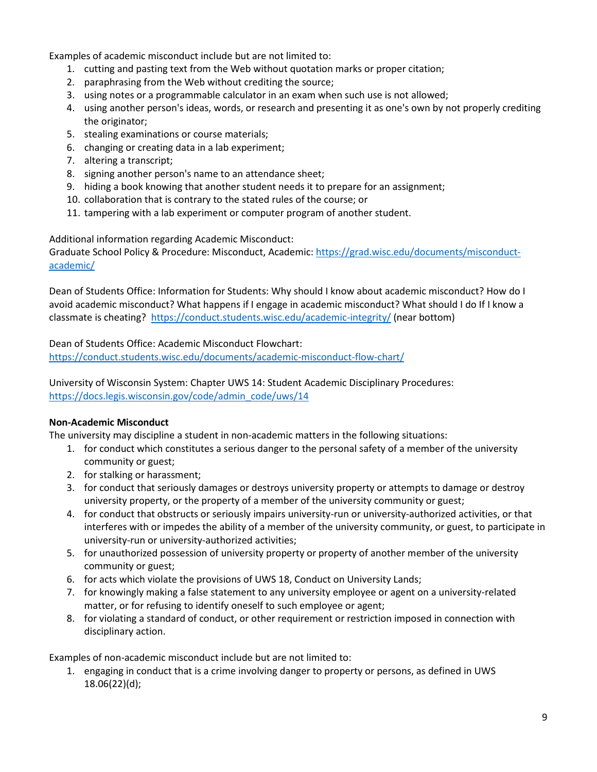Examples of academic misconduct include but are not limited to:

1. cutting and pasting text from the Web without quotation marks or proper citation;
2. paraphrasing from the Web without crediting the source;
3. using notes or a programmable calculator in an exam when such use is not allowed;
4. using another person's ideas, words, or research and presenting it as one's own by not properly crediting the originator;
5. stealing examinations or course materials;
6. changing or creating data in a lab experiment;
7. altering a transcript;
8. signing another person's name to an attendance sheet;
9. hiding a book knowing that another student needs it to prepare for an assignment;
10. collaboration that is contrary to the stated rules of the course; or
11. tampering with a lab experiment or computer program of another student.

Additional information regarding Academic Misconduct:
Graduate School Policy & Procedure: Misconduct, Academic: [https://grad.wisc.edu/documents/misconduct-academic/](https://grad.wisc.edu/documents/misconduct-academic/)

Dean of Students Office: Information for Students: Why should I know about academic misconduct? How do I avoid academic misconduct? What happens if I engage in academic misconduct? What should I do If I know a classmate is cheating? [https://conduct.students.wisc.edu/academic-integrity/](https://conduct.students.wisc.edu/academic-integrity/) (near bottom)

Dean of Students Office: Academic Misconduct Flowchart:
[https://conduct.students.wisc.edu/documents/academic-misconduct-flow-chart/](https://conduct.students.wisc.edu/documents/academic-misconduct-flow-chart/)

University of Wisconsin System: Chapter UWS 14: Student Academic Disciplinary Procedures:
[https://docs.legis.wisconsin.gov/code/admin_code/uws/14](https://docs.legis.wisconsin.gov/code/admin_code/uws/14)

**Non-Academic Misconduct**

The university may discipline a student in non-academic matters in the following situations:

1. for conduct which constitutes a serious danger to the personal safety of a member of the university community or guest;
2. for stalking or harassment;
3. for conduct that seriously damages or destroys university property or attempts to damage or destroy university property, or the property of a member of the university community or guest;
4. for conduct that obstructs or seriously impairs university-run or university-authorized activities, or that interferes with or impedes the ability of a member of the university community, or guest, to participate in university-run or university-authorized activities;
5. for unauthorized possession of university property or property of another member of the university community or guest;
6. for acts which violate the provisions of UWS 18, Conduct on University Lands;
7. for knowingly making a false statement to any university employee or agent on a university-related matter, or for refusing to identify oneself to such employee or agent;
8. for violating a standard of conduct, or other requirement or restriction imposed in connection with disciplinary action.

Examples of non-academic misconduct include but are not limited to:

1. engaging in conduct that is a crime involving danger to property or persons, as defined in UWS 18.06(22)(d);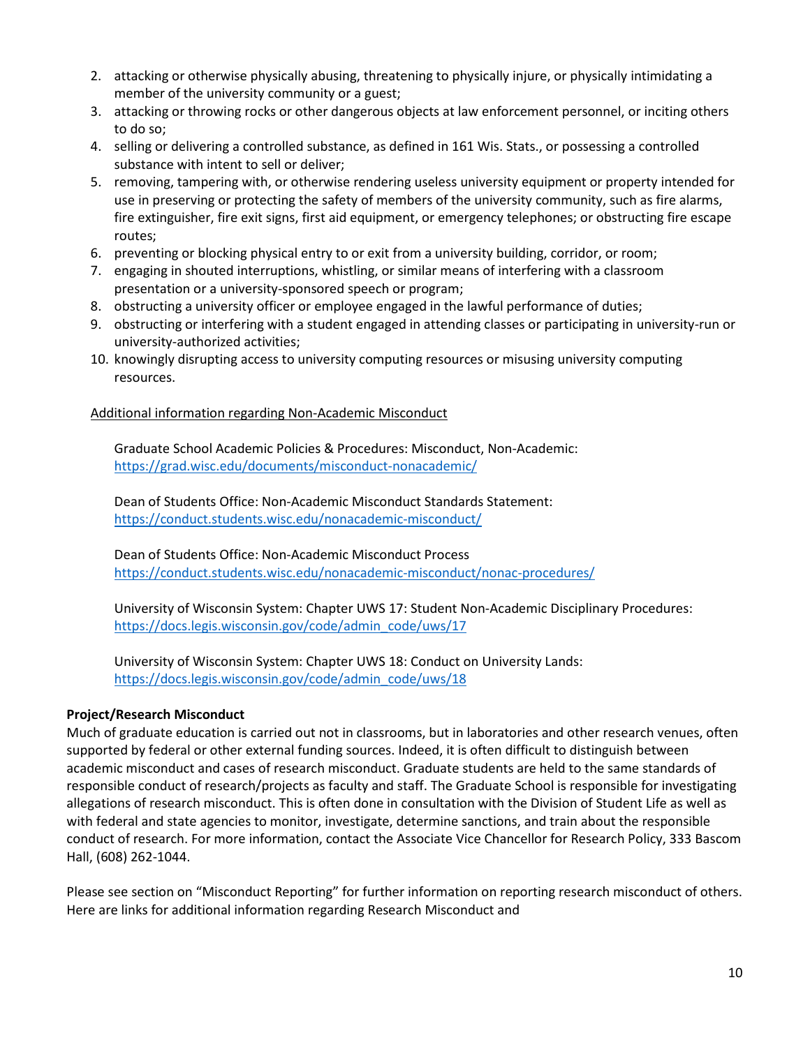2. attacking or otherwise physically abusing, threatening to physically injure, or physically intimidating a member of the university community or a guest;
3. attacking or throwing rocks or other dangerous objects at law enforcement personnel, or inciting others to do so;
4. selling or delivering a controlled substance, as defined in 161 Wis. Stats., or possessing a controlled substance with intent to sell or deliver;
5. removing, tampering with, or otherwise rendering useless university equipment or property intended for use in preserving or protecting the safety of members of the university community, such as fire alarms, fire extinguisher, fire exit signs, first aid equipment, or emergency telephones; or obstructing fire escape routes;
6. preventing or blocking physical entry to or exit from a university building, corridor, or room;
7. engaging in shouted interruptions, whistling, or similar means of interfering with a classroom presentation or a university-sponsored speech or program;
8. obstructing a university officer or employee engaged in the lawful performance of duties;
9. obstructing or interfering with a student engaged in attending classes or participating in university-run or university-authorized activities;
10. knowingly disrupting access to university computing resources or misusing university computing resources.

Additional information regarding Non-Academic Misconduct

> Graduate School Academic Policies & Procedures: Misconduct, Non-Academic: https://grad.wisc.edu/documents/misconduct-nonacademic/
>
> Dean of Students Office: Non-Academic Misconduct Standards Statement: https://conduct.students.wisc.edu/nonacademic-misconduct/
>
> Dean of Students Office: Non-Academic Misconduct Process https://conduct.students.wisc.edu/nonacademic-misconduct/nonac-procedures/
>
> University of Wisconsin System: Chapter UWS 17: Student Non-Academic Disciplinary Procedures: https://docs.legis.wisconsin.gov/code/admin_code/uws/17
>
> University of Wisconsin System: Chapter UWS 18: Conduct on University Lands: https://docs.legis.wisconsin.gov/code/admin_code/uws/18

**Project/Research Misconduct**

Much of graduate education is carried out not in classrooms, but in laboratories and other research venues, often supported by federal or other external funding sources. Indeed, it is often difficult to distinguish between academic misconduct and cases of research misconduct. Graduate students are held to the same standards of responsible conduct of research/projects as faculty and staff. The Graduate School is responsible for investigating allegations of research misconduct. This is often done in consultation with the Division of Student Life as well as with federal and state agencies to monitor, investigate, determine sanctions, and train about the responsible conduct of research. For more information, contact the Associate Vice Chancellor for Research Policy, 333 Bascom Hall, (608) 262-1044.

Please see section on "Misconduct Reporting" for further information on reporting research misconduct of others. Here are links for additional information regarding Research Misconduct and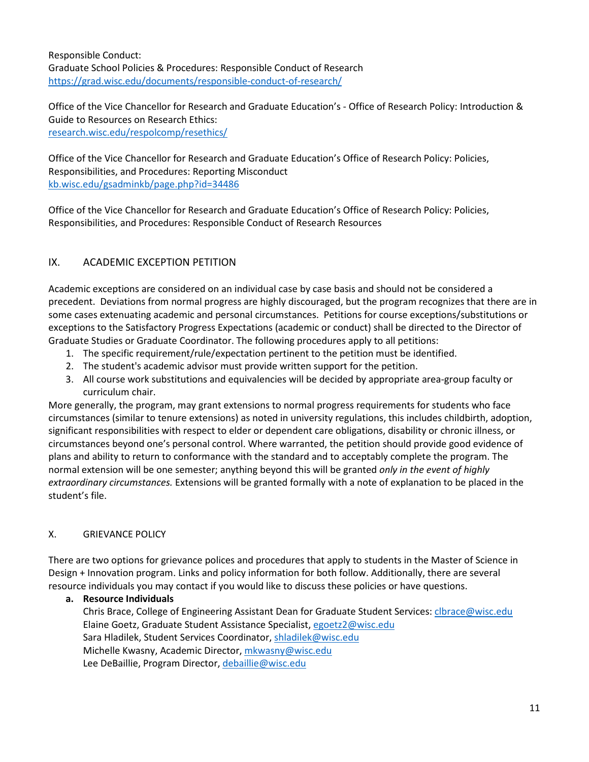Responsible Conduct:
Graduate School Policies & Procedures: Responsible Conduct of Research
https://grad.wisc.edu/documents/responsible-conduct-of-research/

Office of the Vice Chancellor for Research and Graduate Education's - Office of Research Policy: Introduction & Guide to Resources on Research Ethics:
research.wisc.edu/respolcomp/resethics/

Office of the Vice Chancellor for Research and Graduate Education's Office of Research Policy: Policies, Responsibilities, and Procedures: Reporting Misconduct
kb.wisc.edu/gsadminkb/page.php?id=34486

Office of the Vice Chancellor for Research and Graduate Education's Office of Research Policy: Policies, Responsibilities, and Procedures: Responsible Conduct of Research Resources

## IX. ACADEMIC EXCEPTION PETITION

Academic exceptions are considered on an individual case by case basis and should not be considered a precedent. Deviations from normal progress are highly discouraged, but the program recognizes that there are in some cases extenuating academic and personal circumstances. Petitions for course exceptions/substitutions or exceptions to the Satisfactory Progress Expectations (academic or conduct) shall be directed to the Director of Graduate Studies or Graduate Coordinator. The following procedures apply to all petitions:

1. The specific requirement/rule/expectation pertinent to the petition must be identified.
2. The student's academic advisor must provide written support for the petition.
3. All course work substitutions and equivalencies will be decided by appropriate area-group faculty or curriculum chair.

More generally, the program, may grant extensions to normal progress requirements for students who face circumstances (similar to tenure extensions) as noted in university regulations, this includes childbirth, adoption, significant responsibilities with respect to elder or dependent care obligations, disability or chronic illness, or circumstances beyond one's personal control. Where warranted, the petition should provide good evidence of plans and ability to return to conformance with the standard and to acceptably complete the program. The normal extension will be one semester; anything beyond this will be granted *only in the event of highly extraordinary circumstances.* Extensions will be granted formally with a note of explanation to be placed in the student's file.

## X. GRIEVANCE POLICY

There are two options for grievance polices and procedures that apply to students in the Master of Science in Design + Innovation program. Links and policy information for both follow. Additionally, there are several resource individuals you may contact if you would like to discuss these policies or have questions.

**a. Resource Individuals**

Chris Brace, College of Engineering Assistant Dean for Graduate Student Services: clbrace@wisc.edu
Elaine Goetz, Graduate Student Assistance Specialist, egoetz2@wisc.edu
Sara Hladilek, Student Services Coordinator, shladilek@wisc.edu
Michelle Kwasny, Academic Director, mkwasny@wisc.edu
Lee DeBaillie, Program Director, debaillie@wisc.edu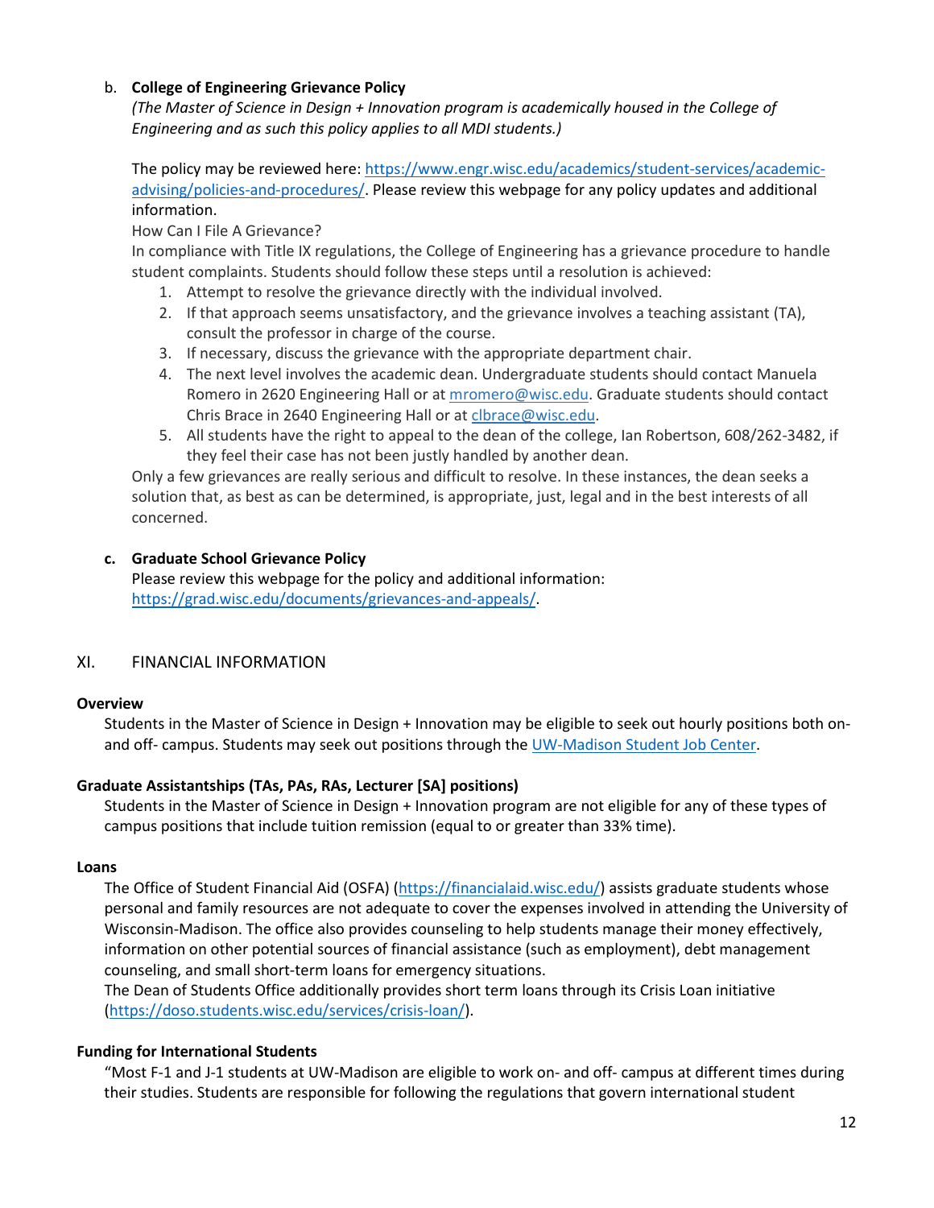b. **College of Engineering Grievance Policy**
*(The Master of Science in Design + Innovation program is academically housed in the College of Engineering and as such this policy applies to all MDI students.)*

The policy may be reviewed here: https://www.engr.wisc.edu/academics/student-services/academic-advising/policies-and-procedures/. Please review this webpage for any policy updates and additional information.

How Can I File A Grievance?

In compliance with Title IX regulations, the College of Engineering has a grievance procedure to handle student complaints. Students should follow these steps until a resolution is achieved:

1. Attempt to resolve the grievance directly with the individual involved.
2. If that approach seems unsatisfactory, and the grievance involves a teaching assistant (TA), consult the professor in charge of the course.
3. If necessary, discuss the grievance with the appropriate department chair.
4. The next level involves the academic dean. Undergraduate students should contact Manuela Romero in 2620 Engineering Hall or at mromero@wisc.edu. Graduate students should contact Chris Brace in 2640 Engineering Hall or at clbrace@wisc.edu.
5. All students have the right to appeal to the dean of the college, Ian Robertson, 608/262-3482, if they feel their case has not been justly handled by another dean.

Only a few grievances are really serious and difficult to resolve. In these instances, the dean seeks a solution that, as best as can be determined, is appropriate, just, legal and in the best interests of all concerned.

c. **Graduate School Grievance Policy**
Please review this webpage for the policy and additional information: https://grad.wisc.edu/documents/grievances-and-appeals/.

## XI. FINANCIAL INFORMATION

**Overview**

Students in the Master of Science in Design + Innovation may be eligible to seek out hourly positions both on- and off- campus. Students may seek out positions through the UW-Madison Student Job Center.

**Graduate Assistantships (TAs, PAs, RAs, Lecturer [SA] positions)**

Students in the Master of Science in Design + Innovation program are not eligible for any of these types of campus positions that include tuition remission (equal to or greater than 33% time).

**Loans**

The Office of Student Financial Aid (OSFA) (https://financialaid.wisc.edu/) assists graduate students whose personal and family resources are not adequate to cover the expenses involved in attending the University of Wisconsin-Madison. The office also provides counseling to help students manage their money effectively, information on other potential sources of financial assistance (such as employment), debt management counseling, and small short-term loans for emergency situations.

The Dean of Students Office additionally provides short term loans through its Crisis Loan initiative (https://doso.students.wisc.edu/services/crisis-loan/).

**Funding for International Students**

"Most F-1 and J-1 students at UW-Madison are eligible to work on- and off- campus at different times during their studies. Students are responsible for following the regulations that govern international student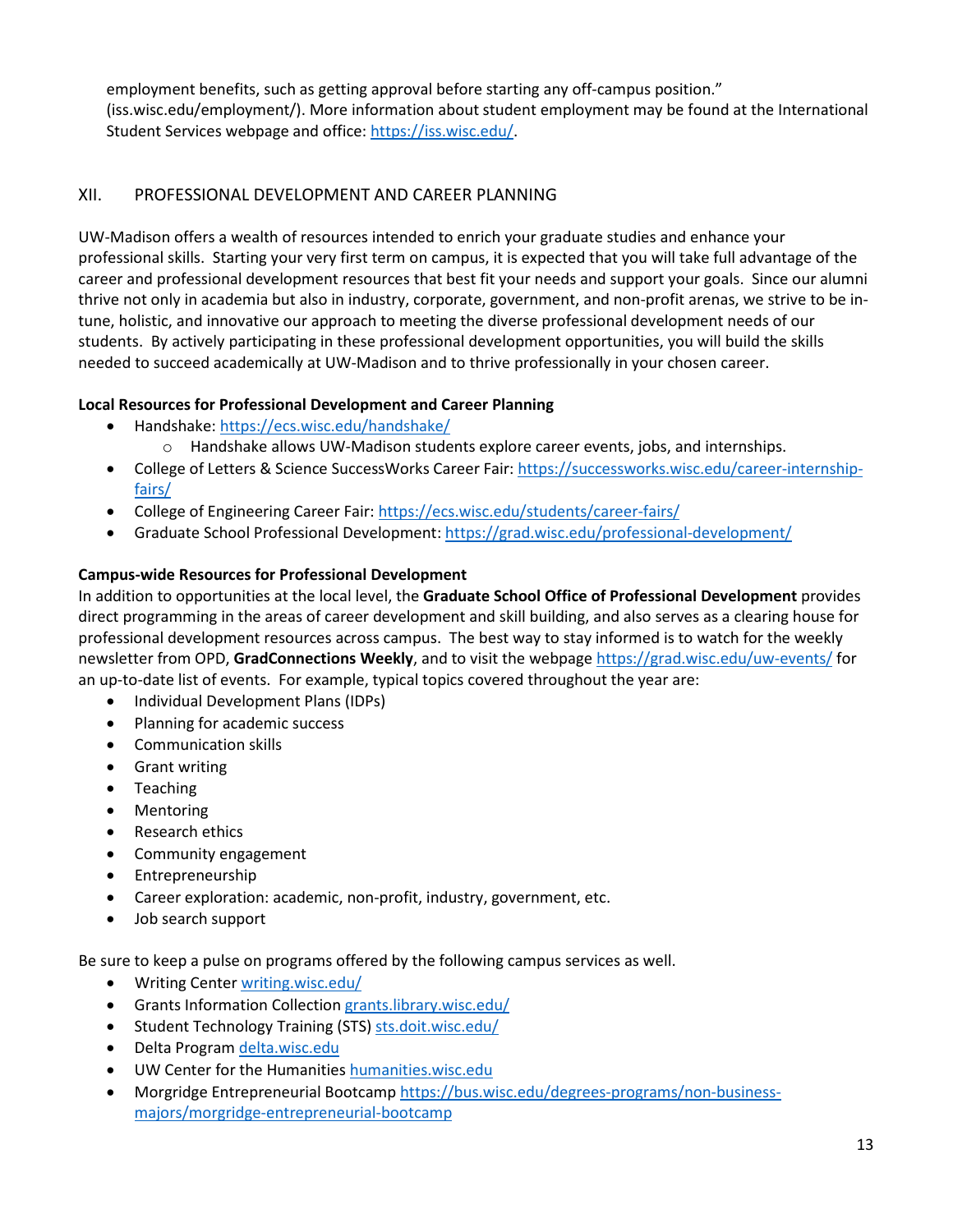employment benefits, such as getting approval before starting any off-campus position." (iss.wisc.edu/employment/). More information about student employment may be found at the International Student Services webpage and office: https://iss.wisc.edu/.

## XII. PROFESSIONAL DEVELOPMENT AND CAREER PLANNING

UW-Madison offers a wealth of resources intended to enrich your graduate studies and enhance your professional skills. Starting your very first term on campus, it is expected that you will take full advantage of the career and professional development resources that best fit your needs and support your goals. Since our alumni thrive not only in academia but also in industry, corporate, government, and non-profit arenas, we strive to be in-tune, holistic, and innovative our approach to meeting the diverse professional development needs of our students. By actively participating in these professional development opportunities, you will build the skills needed to succeed academically at UW-Madison and to thrive professionally in your chosen career.

**Local Resources for Professional Development and Career Planning**

- Handshake: https://ecs.wisc.edu/handshake/
    - Handshake allows UW-Madison students explore career events, jobs, and internships.
- College of Letters & Science SuccessWorks Career Fair: https://successworks.wisc.edu/career-internship-fairs/
- College of Engineering Career Fair: https://ecs.wisc.edu/students/career-fairs/
- Graduate School Professional Development: https://grad.wisc.edu/professional-development/

**Campus-wide Resources for Professional Development**

In addition to opportunities at the local level, the **Graduate School Office of Professional Development** provides direct programming in the areas of career development and skill building, and also serves as a clearing house for professional development resources across campus. The best way to stay informed is to watch for the weekly newsletter from OPD, **GradConnections Weekly**, and to visit the webpage https://grad.wisc.edu/uw-events/ for an up-to-date list of events. For example, typical topics covered throughout the year are:

- Individual Development Plans (IDPs)
- Planning for academic success
- Communication skills
- Grant writing
- Teaching
- Mentoring
- Research ethics
- Community engagement
- Entrepreneurship
- Career exploration: academic, non-profit, industry, government, etc.
- Job search support

Be sure to keep a pulse on programs offered by the following campus services as well.

- Writing Center writing.wisc.edu/
- Grants Information Collection grants.library.wisc.edu/
- Student Technology Training (STS) sts.doit.wisc.edu/
- Delta Program delta.wisc.edu
- UW Center for the Humanities humanities.wisc.edu
- Morgridge Entrepreneurial Bootcamp https://bus.wisc.edu/degrees-programs/non-business-majors/morgridge-entrepreneurial-bootcamp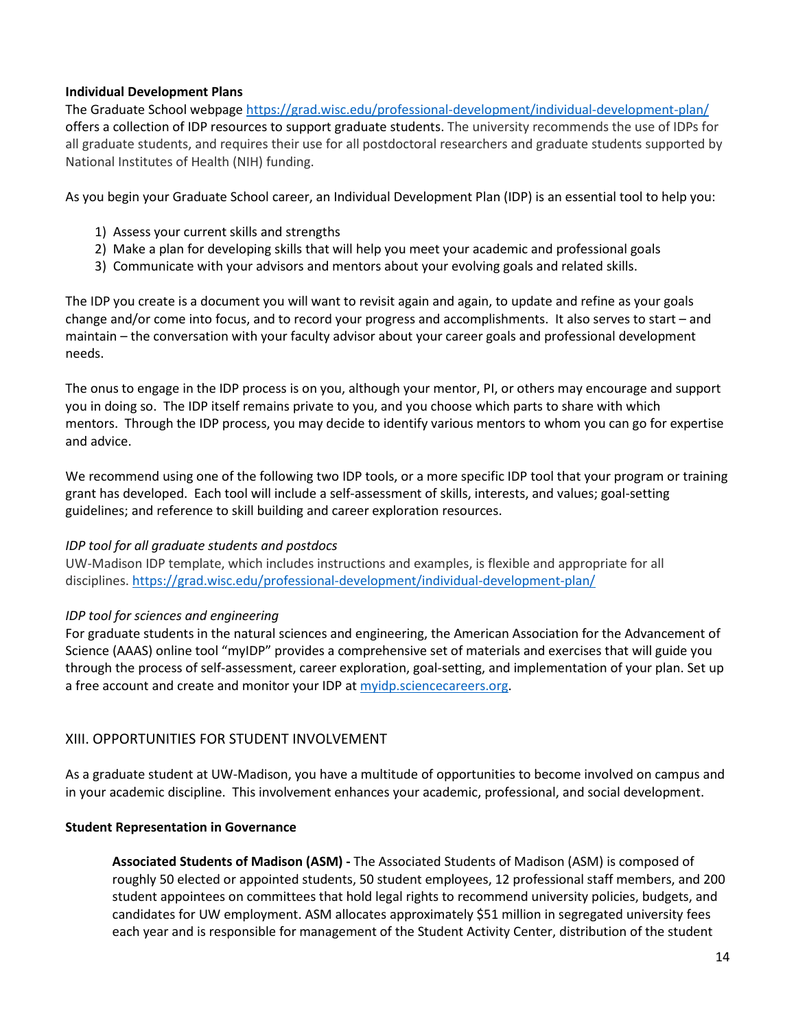**Individual Development Plans**

The Graduate School webpage [https://grad.wisc.edu/professional-development/individual-development-plan/](https://grad.wisc.edu/professional-development/individual-development-plan/) offers a collection of IDP resources to support graduate students. The university recommends the use of IDPs for all graduate students, and requires their use for all postdoctoral researchers and graduate students supported by National Institutes of Health (NIH) funding.

As you begin your Graduate School career, an Individual Development Plan (IDP) is an essential tool to help you:

1) Assess your current skills and strengths
2) Make a plan for developing skills that will help you meet your academic and professional goals
3) Communicate with your advisors and mentors about your evolving goals and related skills.

The IDP you create is a document you will want to revisit again and again, to update and refine as your goals change and/or come into focus, and to record your progress and accomplishments. It also serves to start – and maintain – the conversation with your faculty advisor about your career goals and professional development needs.

The onus to engage in the IDP process is on you, although your mentor, PI, or others may encourage and support you in doing so. The IDP itself remains private to you, and you choose which parts to share with which mentors. Through the IDP process, you may decide to identify various mentors to whom you can go for expertise and advice.

We recommend using one of the following two IDP tools, or a more specific IDP tool that your program or training grant has developed. Each tool will include a self-assessment of skills, interests, and values; goal-setting guidelines; and reference to skill building and career exploration resources.

*IDP tool for all graduate students and postdocs*

UW-Madison IDP template, which includes instructions and examples, is flexible and appropriate for all disciplines. [https://grad.wisc.edu/professional-development/individual-development-plan/](https://grad.wisc.edu/professional-development/individual-development-plan/)

*IDP tool for sciences and engineering*

For graduate students in the natural sciences and engineering, the American Association for the Advancement of Science (AAAS) online tool "myIDP" provides a comprehensive set of materials and exercises that will guide you through the process of self-assessment, career exploration, goal-setting, and implementation of your plan. Set up a free account and create and monitor your IDP at [myidp.sciencecareers.org](myidp.sciencecareers.org).

## XIII. OPPORTUNITIES FOR STUDENT INVOLVEMENT

As a graduate student at UW-Madison, you have a multitude of opportunities to become involved on campus and in your academic discipline. This involvement enhances your academic, professional, and social development.

**Student Representation in Governance**

**Associated Students of Madison (ASM) -** The Associated Students of Madison (ASM) is composed of roughly 50 elected or appointed students, 50 student employees, 12 professional staff members, and 200 student appointees on committees that hold legal rights to recommend university policies, budgets, and candidates for UW employment. ASM allocates approximately $51 million in segregated university fees each year and is responsible for management of the Student Activity Center, distribution of the student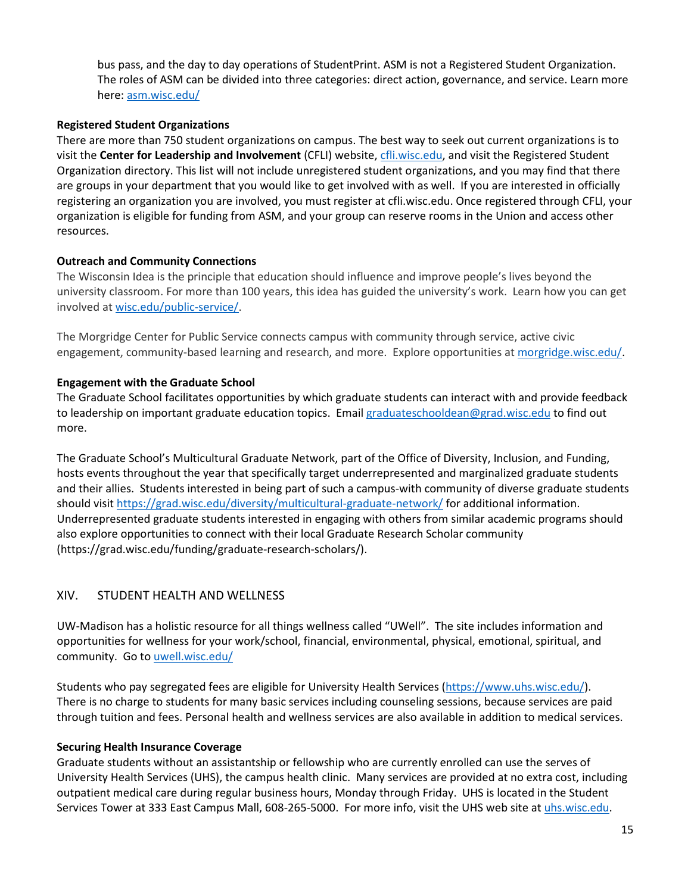bus pass, and the day to day operations of StudentPrint. ASM is not a Registered Student Organization. The roles of ASM can be divided into three categories: direct action, governance, and service. Learn more here: asm.wisc.edu/

**Registered Student Organizations**

There are more than 750 student organizations on campus. The best way to seek out current organizations is to visit the **Center for Leadership and Involvement** (CFLI) website, cfli.wisc.edu, and visit the Registered Student Organization directory. This list will not include unregistered student organizations, and you may find that there are groups in your department that you would like to get involved with as well. If you are interested in officially registering an organization you are involved, you must register at cfli.wisc.edu. Once registered through CFLI, your organization is eligible for funding from ASM, and your group can reserve rooms in the Union and access other resources.

**Outreach and Community Connections**

The Wisconsin Idea is the principle that education should influence and improve people's lives beyond the university classroom. For more than 100 years, this idea has guided the university's work. Learn how you can get involved at wisc.edu/public-service/.

The Morgridge Center for Public Service connects campus with community through service, active civic engagement, community-based learning and research, and more. Explore opportunities at morgridge.wisc.edu/.

**Engagement with the Graduate School**

The Graduate School facilitates opportunities by which graduate students can interact with and provide feedback to leadership on important graduate education topics. Email graduateschooldean@grad.wisc.edu to find out more.

The Graduate School's Multicultural Graduate Network, part of the Office of Diversity, Inclusion, and Funding, hosts events throughout the year that specifically target underrepresented and marginalized graduate students and their allies. Students interested in being part of such a campus-with community of diverse graduate students should visit https://grad.wisc.edu/diversity/multicultural-graduate-network/ for additional information. Underrepresented graduate students interested in engaging with others from similar academic programs should also explore opportunities to connect with their local Graduate Research Scholar community (https://grad.wisc.edu/funding/graduate-research-scholars/).

## XIV. STUDENT HEALTH AND WELLNESS

UW-Madison has a holistic resource for all things wellness called "UWell". The site includes information and opportunities for wellness for your work/school, financial, environmental, physical, emotional, spiritual, and community. Go to uwell.wisc.edu/

Students who pay segregated fees are eligible for University Health Services (https://www.uhs.wisc.edu/). There is no charge to students for many basic services including counseling sessions, because services are paid through tuition and fees. Personal health and wellness services are also available in addition to medical services.

**Securing Health Insurance Coverage**

Graduate students without an assistantship or fellowship who are currently enrolled can use the serves of University Health Services (UHS), the campus health clinic. Many services are provided at no extra cost, including outpatient medical care during regular business hours, Monday through Friday. UHS is located in the Student Services Tower at 333 East Campus Mall, 608-265-5000. For more info, visit the UHS web site at uhs.wisc.edu.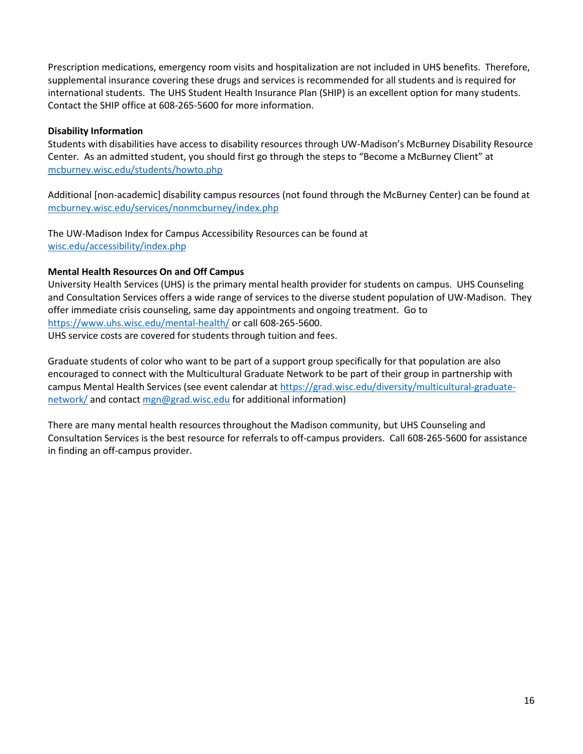Prescription medications, emergency room visits and hospitalization are not included in UHS benefits. Therefore, supplemental insurance covering these drugs and services is recommended for all students and is required for international students. The UHS Student Health Insurance Plan (SHIP) is an excellent option for many students. Contact the SHIP office at 608-265-5600 for more information.

**Disability Information**

Students with disabilities have access to disability resources through UW-Madison's McBurney Disability Resource Center. As an admitted student, you should first go through the steps to "Become a McBurney Client" at [mcburney.wisc.edu/students/howto.php](mcburney.wisc.edu/students/howto.php)

Additional [non-academic] disability campus resources (not found through the McBurney Center) can be found at [mcburney.wisc.edu/services/nonmcburney/index.php](mcburney.wisc.edu/services/nonmcburney/index.php)

The UW-Madison Index for Campus Accessibility Resources can be found at [wisc.edu/accessibility/index.php](wisc.edu/accessibility/index.php)

**Mental Health Resources On and Off Campus**

University Health Services (UHS) is the primary mental health provider for students on campus. UHS Counseling and Consultation Services offers a wide range of services to the diverse student population of UW-Madison. They offer immediate crisis counseling, same day appointments and ongoing treatment. Go to [https://www.uhs.wisc.edu/mental-health/](https://www.uhs.wisc.edu/mental-health/) or call 608-265-5600.
UHS service costs are covered for students through tuition and fees.

Graduate students of color who want to be part of a support group specifically for that population are also encouraged to connect with the Multicultural Graduate Network to be part of their group in partnership with campus Mental Health Services (see event calendar at [https://grad.wisc.edu/diversity/multicultural-graduate-network/](https://grad.wisc.edu/diversity/multicultural-graduate-network/) and contact [mgn@grad.wisc.edu](mailto:mgn@grad.wisc.edu) for additional information)

There are many mental health resources throughout the Madison community, but UHS Counseling and Consultation Services is the best resource for referrals to off-campus providers. Call 608-265-5600 for assistance in finding an off-campus provider.